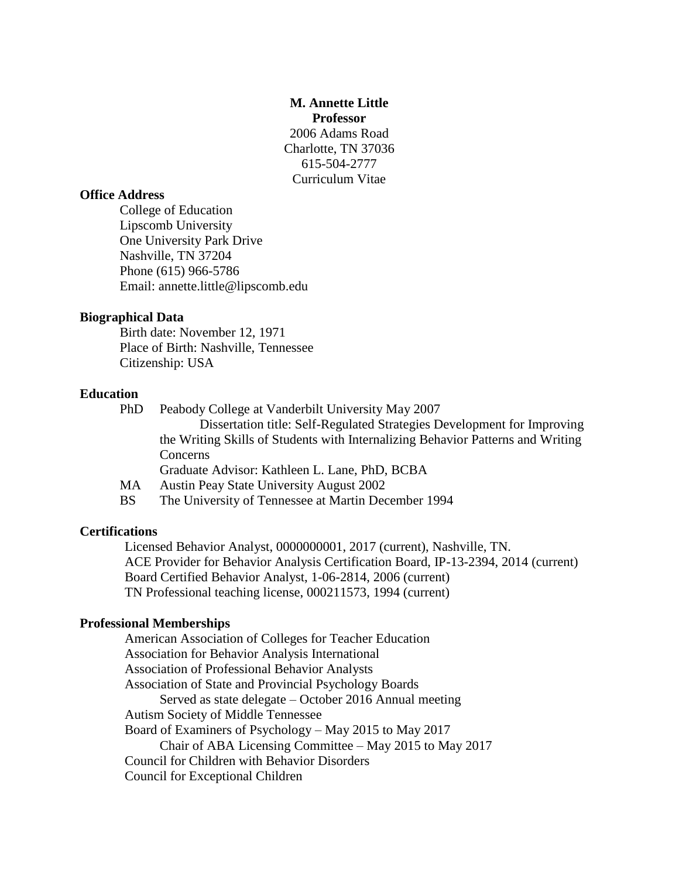**M. Annette Little**
**Professor**
2006 Adams Road
Charlotte, TN 37036
615-504-2777
Curriculum Vitae

**Office Address**

College of Education
Lipscomb University
One University Park Drive
Nashville, TN 37204
Phone (615) 966-5786
Email: annette.little@lipscomb.edu

**Biographical Data**

Birth date: November 12, 1971
Place of Birth: Nashville, Tennessee
Citizenship: USA

**Education**

PhD Peabody College at Vanderbilt University May 2007
Dissertation title: Self-Regulated Strategies Development for Improving the Writing Skills of Students with Internalizing Behavior Patterns and Writing Concerns
Graduate Advisor: Kathleen L. Lane, PhD, BCBA

MA Austin Peay State University August 2002

BS The University of Tennessee at Martin December 1994

**Certifications**

Licensed Behavior Analyst, 0000000001, 2017 (current), Nashville, TN.
ACE Provider for Behavior Analysis Certification Board, IP-13-2394, 2014 (current)
Board Certified Behavior Analyst, 1-06-2814, 2006 (current)
TN Professional teaching license, 000211573, 1994 (current)

**Professional Memberships**

American Association of Colleges for Teacher Education
Association for Behavior Analysis International
Association of Professional Behavior Analysts
Association of State and Provincial Psychology Boards
- Served as state delegate – October 2016 Annual meeting

Autism Society of Middle Tennessee
Board of Examiners of Psychology – May 2015 to May 2017
- Chair of ABA Licensing Committee – May 2015 to May 2017

Council for Children with Behavior Disorders
Council for Exceptional Children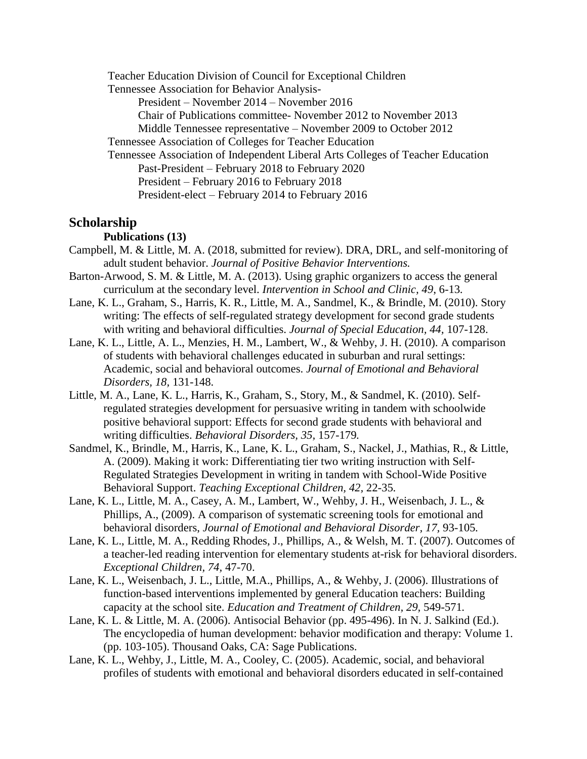Teacher Education Division of Council for Exceptional Children

Tennessee Association for Behavior Analysis-

- President – November 2014 – November 2016
- Chair of Publications committee- November 2012 to November 2013
- Middle Tennessee representative – November 2009 to October 2012

Tennessee Association of Colleges for Teacher Education

Tennessee Association of Independent Liberal Arts Colleges of Teacher Education

- Past-President – February 2018 to February 2020
- President – February 2016 to February 2018
- President-elect – February 2014 to February 2016

## Scholarship

### Publications (13)

Campbell, M. & Little, M. A. (2018, submitted for review). DRA, DRL, and self-monitoring of adult student behavior. *Journal of Positive Behavior Interventions.*

Barton-Arwood, S. M. & Little, M. A. (2013). Using graphic organizers to access the general curriculum at the secondary level. *Intervention in School and Clinic, 49*, 6-13.

Lane, K. L., Graham, S., Harris, K. R., Little, M. A., Sandmel, K., & Brindle, M. (2010). Story writing: The effects of self-regulated strategy development for second grade students with writing and behavioral difficulties. *Journal of Special Education, 44*, 107-128.

Lane, K. L., Little, A. L., Menzies, H. M., Lambert, W., & Wehby, J. H. (2010). A comparison of students with behavioral challenges educated in suburban and rural settings: Academic, social and behavioral outcomes. *Journal of Emotional and Behavioral Disorders, 18*, 131-148.

Little, M. A., Lane, K. L., Harris, K., Graham, S., Story, M., & Sandmel, K. (2010). Self-regulated strategies development for persuasive writing in tandem with schoolwide positive behavioral support: Effects for second grade students with behavioral and writing difficulties. *Behavioral Disorders, 35*, 157-179.

Sandmel, K., Brindle, M., Harris, K., Lane, K. L., Graham, S., Nackel, J., Mathias, R., & Little, A. (2009). Making it work: Differentiating tier two writing instruction with Self-Regulated Strategies Development in writing in tandem with School-Wide Positive Behavioral Support. *Teaching Exceptional Children, 42*, 22-35.

Lane, K. L., Little, M. A., Casey, A. M., Lambert, W., Wehby, J. H., Weisenbach, J. L., & Phillips, A., (2009). A comparison of systematic screening tools for emotional and behavioral disorders, *Journal of Emotional and Behavioral Disorder, 17*, 93-105.

Lane, K. L., Little, M. A., Redding Rhodes, J., Phillips, A., & Welsh, M. T. (2007). Outcomes of a teacher-led reading intervention for elementary students at-risk for behavioral disorders. *Exceptional Children, 74*, 47-70.

Lane, K. L., Weisenbach, J. L., Little, M.A., Phillips, A., & Wehby, J. (2006). Illustrations of function-based interventions implemented by general Education teachers: Building capacity at the school site. *Education and Treatment of Children, 29*, 549-571.

Lane, K. L. & Little, M. A. (2006). Antisocial Behavior (pp. 495-496). In N. J. Salkind (Ed.). The encyclopedia of human development: behavior modification and therapy: Volume 1. (pp. 103-105). Thousand Oaks, CA: Sage Publications.

Lane, K. L., Wehby, J., Little, M. A., Cooley, C. (2005). Academic, social, and behavioral profiles of students with emotional and behavioral disorders educated in self-contained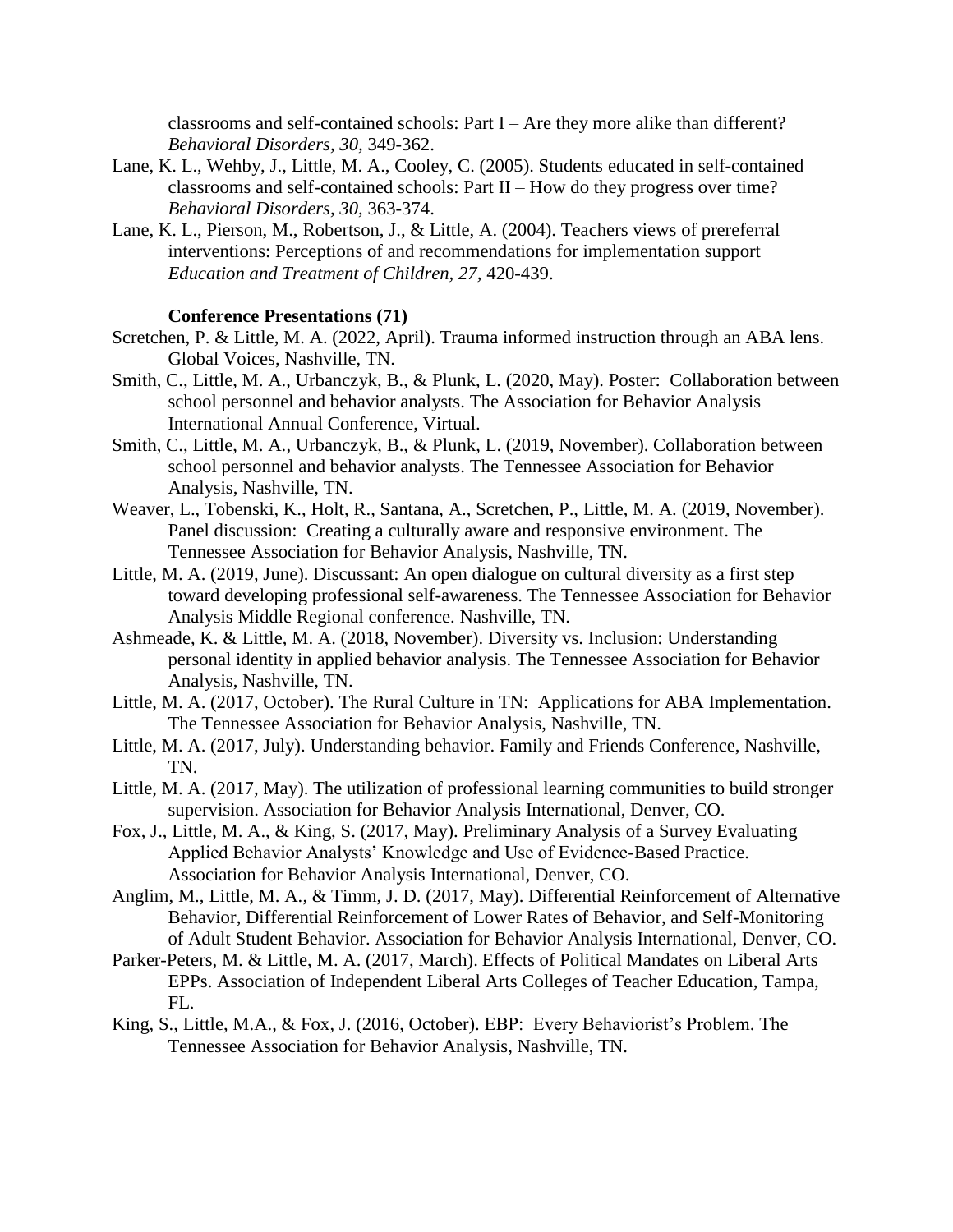classrooms and self-contained schools: Part I – Are they more alike than different? *Behavioral Disorders, 30,* 349-362.

Lane, K. L., Wehby, J., Little, M. A., Cooley, C. (2005). Students educated in self-contained classrooms and self-contained schools: Part II – How do they progress over time? *Behavioral Disorders, 30,* 363-374.

Lane, K. L., Pierson, M., Robertson, J., & Little, A. (2004). Teachers views of prereferral interventions: Perceptions of and recommendations for implementation support *Education and Treatment of Children, 27,* 420-439.

**Conference Presentations (71)**

Scretchen, P. & Little, M. A. (2022, April). Trauma informed instruction through an ABA lens. Global Voices, Nashville, TN.

Smith, C., Little, M. A., Urbanczyk, B., & Plunk, L. (2020, May). Poster: Collaboration between school personnel and behavior analysts. The Association for Behavior Analysis International Annual Conference, Virtual.

Smith, C., Little, M. A., Urbanczyk, B., & Plunk, L. (2019, November). Collaboration between school personnel and behavior analysts. The Tennessee Association for Behavior Analysis, Nashville, TN.

Weaver, L., Tobenski, K., Holt, R., Santana, A., Scretchen, P., Little, M. A. (2019, November). Panel discussion: Creating a culturally aware and responsive environment. The Tennessee Association for Behavior Analysis, Nashville, TN.

Little, M. A. (2019, June). Discussant: An open dialogue on cultural diversity as a first step toward developing professional self-awareness. The Tennessee Association for Behavior Analysis Middle Regional conference. Nashville, TN.

Ashmeade, K. & Little, M. A. (2018, November). Diversity vs. Inclusion: Understanding personal identity in applied behavior analysis. The Tennessee Association for Behavior Analysis, Nashville, TN.

Little, M. A. (2017, October). The Rural Culture in TN: Applications for ABA Implementation. The Tennessee Association for Behavior Analysis, Nashville, TN.

Little, M. A. (2017, July). Understanding behavior. Family and Friends Conference, Nashville, TN.

Little, M. A. (2017, May). The utilization of professional learning communities to build stronger supervision. Association for Behavior Analysis International, Denver, CO.

Fox, J., Little, M. A., & King, S. (2017, May). Preliminary Analysis of a Survey Evaluating Applied Behavior Analysts' Knowledge and Use of Evidence-Based Practice. Association for Behavior Analysis International, Denver, CO.

Anglim, M., Little, M. A., & Timm, J. D. (2017, May). Differential Reinforcement of Alternative Behavior, Differential Reinforcement of Lower Rates of Behavior, and Self-Monitoring of Adult Student Behavior. Association for Behavior Analysis International, Denver, CO.

Parker-Peters, M. & Little, M. A. (2017, March). Effects of Political Mandates on Liberal Arts EPPs. Association of Independent Liberal Arts Colleges of Teacher Education, Tampa, FL.

King, S., Little, M.A., & Fox, J. (2016, October). EBP: Every Behaviorist's Problem. The Tennessee Association for Behavior Analysis, Nashville, TN.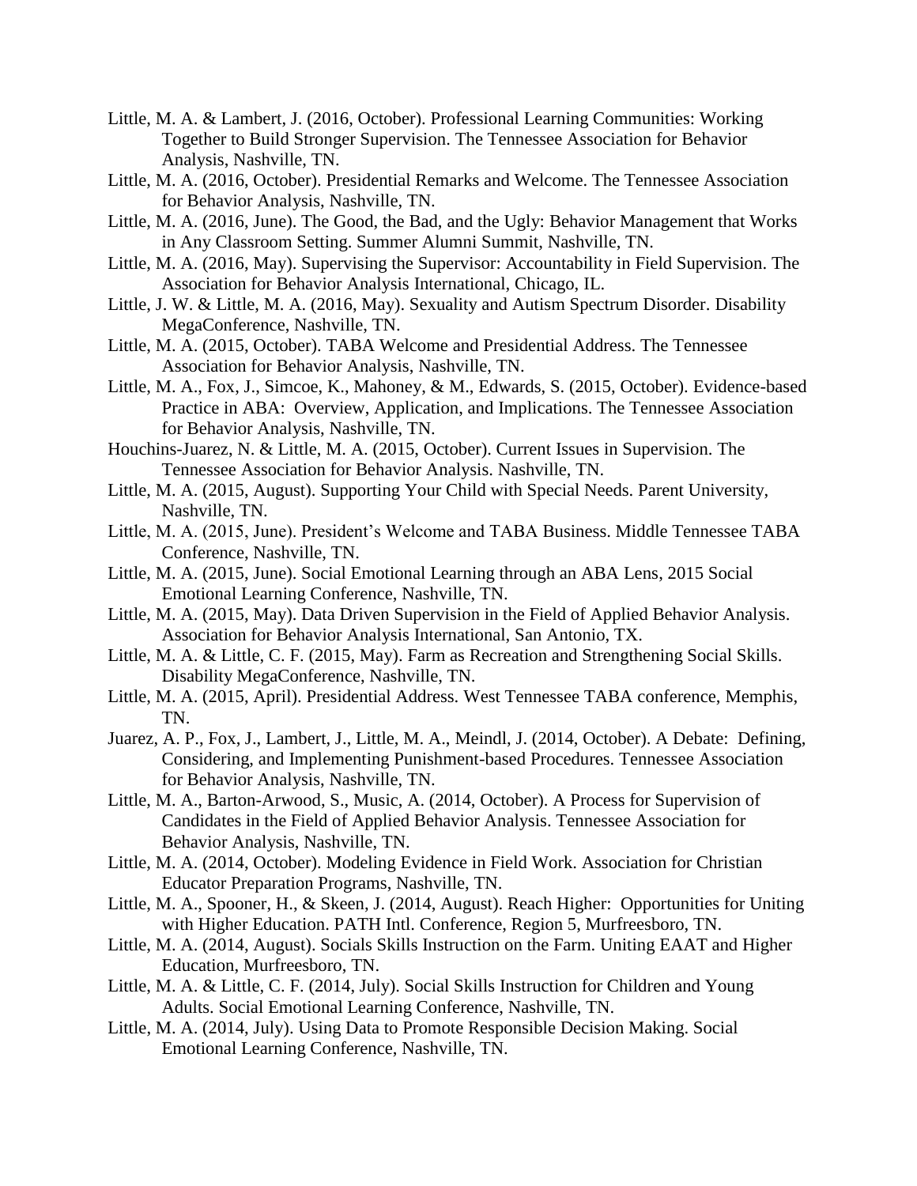Little, M. A. & Lambert, J. (2016, October). Professional Learning Communities: Working Together to Build Stronger Supervision. The Tennessee Association for Behavior Analysis, Nashville, TN.

Little, M. A. (2016, October). Presidential Remarks and Welcome. The Tennessee Association for Behavior Analysis, Nashville, TN.

Little, M. A. (2016, June). The Good, the Bad, and the Ugly: Behavior Management that Works in Any Classroom Setting. Summer Alumni Summit, Nashville, TN.

Little, M. A. (2016, May). Supervising the Supervisor: Accountability in Field Supervision. The Association for Behavior Analysis International, Chicago, IL.

Little, J. W. & Little, M. A. (2016, May). Sexuality and Autism Spectrum Disorder. Disability MegaConference, Nashville, TN.

Little, M. A. (2015, October). TABA Welcome and Presidential Address. The Tennessee Association for Behavior Analysis, Nashville, TN.

Little, M. A., Fox, J., Simcoe, K., Mahoney, & M., Edwards, S. (2015, October). Evidence-based Practice in ABA: Overview, Application, and Implications. The Tennessee Association for Behavior Analysis, Nashville, TN.

Houchins-Juarez, N. & Little, M. A. (2015, October). Current Issues in Supervision. The Tennessee Association for Behavior Analysis. Nashville, TN.

Little, M. A. (2015, August). Supporting Your Child with Special Needs. Parent University, Nashville, TN.

Little, M. A. (2015, June). President's Welcome and TABA Business. Middle Tennessee TABA Conference, Nashville, TN.

Little, M. A. (2015, June). Social Emotional Learning through an ABA Lens, 2015 Social Emotional Learning Conference, Nashville, TN.

Little, M. A. (2015, May). Data Driven Supervision in the Field of Applied Behavior Analysis. Association for Behavior Analysis International, San Antonio, TX.

Little, M. A. & Little, C. F. (2015, May). Farm as Recreation and Strengthening Social Skills. Disability MegaConference, Nashville, TN.

Little, M. A. (2015, April). Presidential Address. West Tennessee TABA conference, Memphis, TN.

Juarez, A. P., Fox, J., Lambert, J., Little, M. A., Meindl, J. (2014, October). A Debate: Defining, Considering, and Implementing Punishment-based Procedures. Tennessee Association for Behavior Analysis, Nashville, TN.

Little, M. A., Barton-Arwood, S., Music, A. (2014, October). A Process for Supervision of Candidates in the Field of Applied Behavior Analysis. Tennessee Association for Behavior Analysis, Nashville, TN.

Little, M. A. (2014, October). Modeling Evidence in Field Work. Association for Christian Educator Preparation Programs, Nashville, TN.

Little, M. A., Spooner, H., & Skeen, J. (2014, August). Reach Higher: Opportunities for Uniting with Higher Education. PATH Intl. Conference, Region 5, Murfreesboro, TN.

Little, M. A. (2014, August). Socials Skills Instruction on the Farm. Uniting EAAT and Higher Education, Murfreesboro, TN.

Little, M. A. & Little, C. F. (2014, July). Social Skills Instruction for Children and Young Adults. Social Emotional Learning Conference, Nashville, TN.

Little, M. A. (2014, July). Using Data to Promote Responsible Decision Making. Social Emotional Learning Conference, Nashville, TN.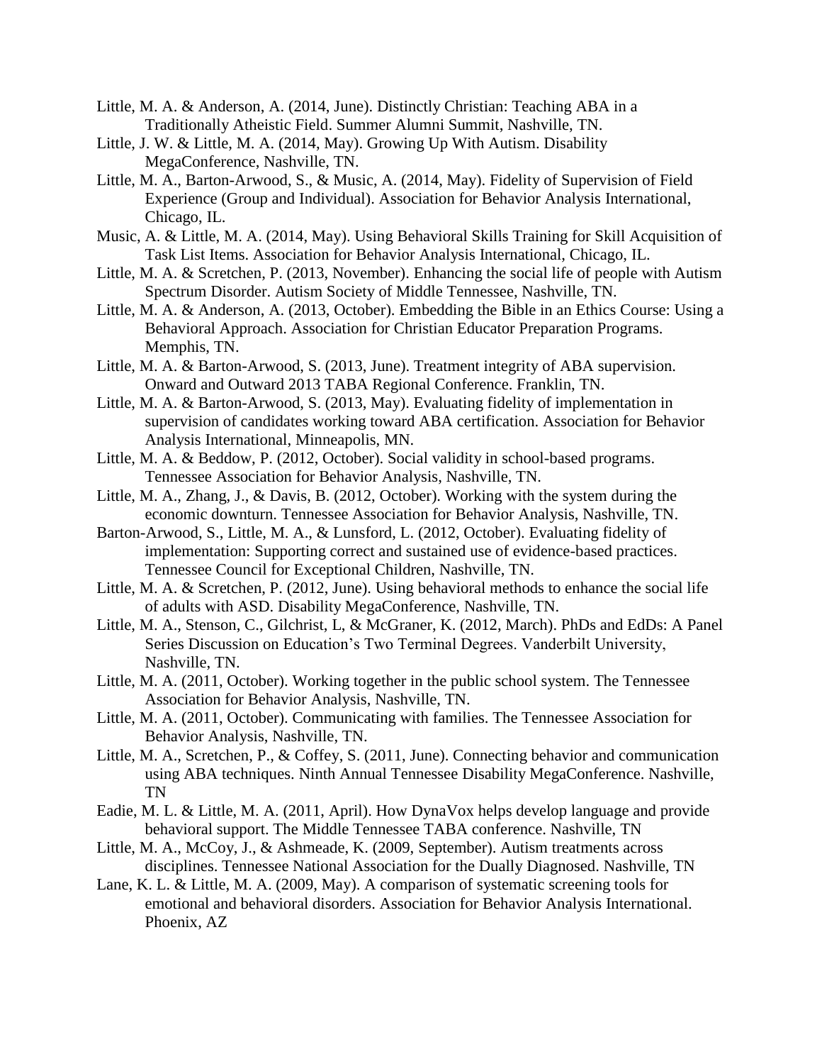Little, M. A. & Anderson, A. (2014, June). Distinctly Christian: Teaching ABA in a Traditionally Atheistic Field. Summer Alumni Summit, Nashville, TN.

Little, J. W. & Little, M. A. (2014, May). Growing Up With Autism. Disability MegaConference, Nashville, TN.

Little, M. A., Barton-Arwood, S., & Music, A. (2014, May). Fidelity of Supervision of Field Experience (Group and Individual). Association for Behavior Analysis International, Chicago, IL.

Music, A. & Little, M. A. (2014, May). Using Behavioral Skills Training for Skill Acquisition of Task List Items. Association for Behavior Analysis International, Chicago, IL.

Little, M. A. & Scretchen, P. (2013, November). Enhancing the social life of people with Autism Spectrum Disorder. Autism Society of Middle Tennessee, Nashville, TN.

Little, M. A. & Anderson, A. (2013, October). Embedding the Bible in an Ethics Course: Using a Behavioral Approach. Association for Christian Educator Preparation Programs. Memphis, TN.

Little, M. A. & Barton-Arwood, S. (2013, June). Treatment integrity of ABA supervision. Onward and Outward 2013 TABA Regional Conference. Franklin, TN.

Little, M. A. & Barton-Arwood, S. (2013, May). Evaluating fidelity of implementation in supervision of candidates working toward ABA certification. Association for Behavior Analysis International, Minneapolis, MN.

Little, M. A. & Beddow, P. (2012, October). Social validity in school-based programs. Tennessee Association for Behavior Analysis, Nashville, TN.

Little, M. A., Zhang, J., & Davis, B. (2012, October). Working with the system during the economic downturn. Tennessee Association for Behavior Analysis, Nashville, TN.

Barton-Arwood, S., Little, M. A., & Lunsford, L. (2012, October). Evaluating fidelity of implementation: Supporting correct and sustained use of evidence-based practices. Tennessee Council for Exceptional Children, Nashville, TN.

Little, M. A. & Scretchen, P. (2012, June). Using behavioral methods to enhance the social life of adults with ASD. Disability MegaConference, Nashville, TN.

Little, M. A., Stenson, C., Gilchrist, L, & McGraner, K. (2012, March). PhDs and EdDs: A Panel Series Discussion on Education's Two Terminal Degrees. Vanderbilt University, Nashville, TN.

Little, M. A. (2011, October). Working together in the public school system. The Tennessee Association for Behavior Analysis, Nashville, TN.

Little, M. A. (2011, October). Communicating with families. The Tennessee Association for Behavior Analysis, Nashville, TN.

Little, M. A., Scretchen, P., & Coffey, S. (2011, June). Connecting behavior and communication using ABA techniques. Ninth Annual Tennessee Disability MegaConference. Nashville, TN

Eadie, M. L. & Little, M. A. (2011, April). How DynaVox helps develop language and provide behavioral support. The Middle Tennessee TABA conference. Nashville, TN

Little, M. A., McCoy, J., & Ashmeade, K. (2009, September). Autism treatments across disciplines. Tennessee National Association for the Dually Diagnosed. Nashville, TN

Lane, K. L. & Little, M. A. (2009, May). A comparison of systematic screening tools for emotional and behavioral disorders. Association for Behavior Analysis International. Phoenix, AZ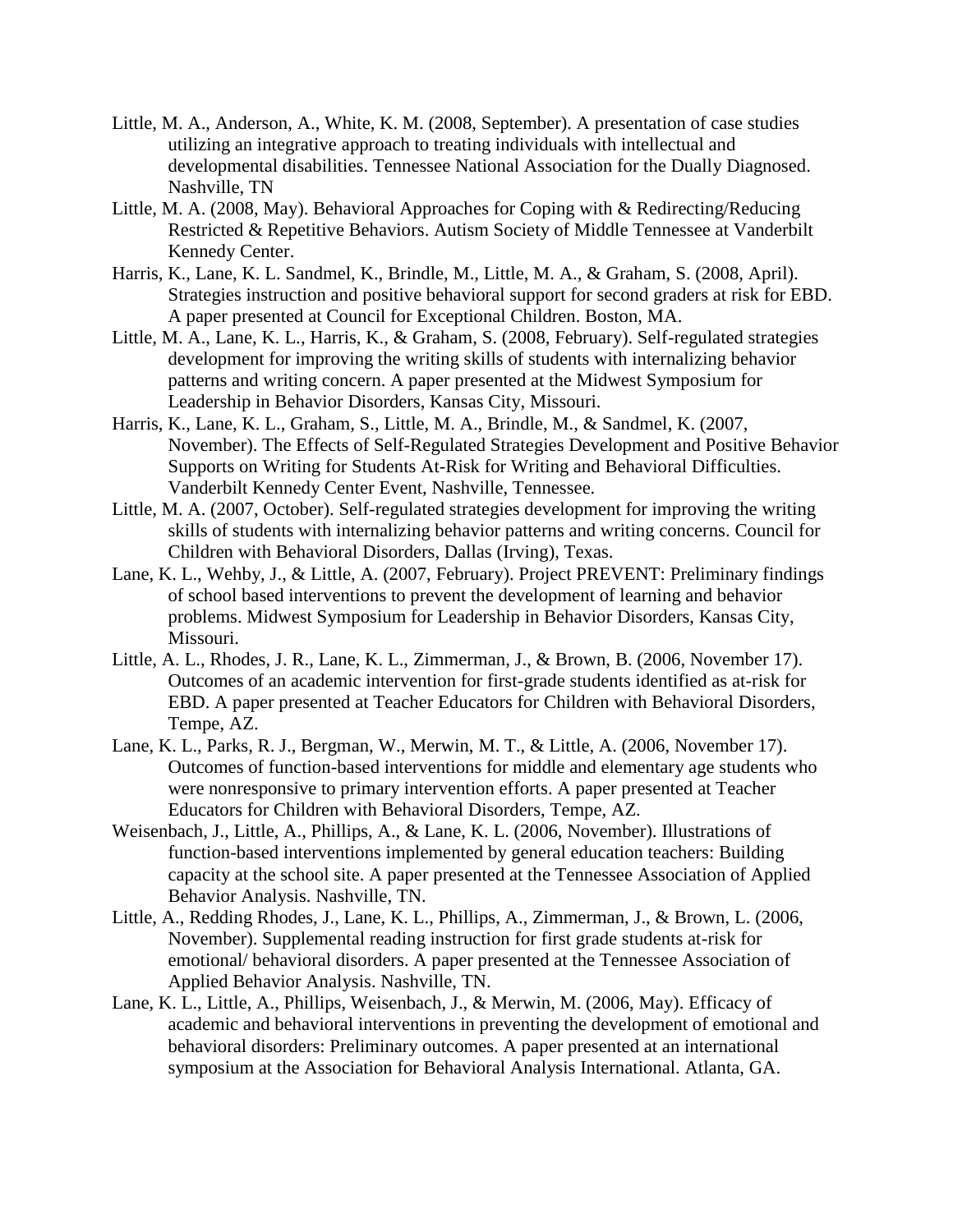Little, M. A., Anderson, A., White, K. M. (2008, September). A presentation of case studies utilizing an integrative approach to treating individuals with intellectual and developmental disabilities. Tennessee National Association for the Dually Diagnosed. Nashville, TN

Little, M. A. (2008, May). Behavioral Approaches for Coping with & Redirecting/Reducing Restricted & Repetitive Behaviors. Autism Society of Middle Tennessee at Vanderbilt Kennedy Center.

Harris, K., Lane, K. L. Sandmel, K., Brindle, M., Little, M. A., & Graham, S. (2008, April). Strategies instruction and positive behavioral support for second graders at risk for EBD. A paper presented at Council for Exceptional Children. Boston, MA.

Little, M. A., Lane, K. L., Harris, K., & Graham, S. (2008, February). Self-regulated strategies development for improving the writing skills of students with internalizing behavior patterns and writing concern. A paper presented at the Midwest Symposium for Leadership in Behavior Disorders, Kansas City, Missouri.

Harris, K., Lane, K. L., Graham, S., Little, M. A., Brindle, M., & Sandmel, K. (2007, November). The Effects of Self-Regulated Strategies Development and Positive Behavior Supports on Writing for Students At-Risk for Writing and Behavioral Difficulties. Vanderbilt Kennedy Center Event, Nashville, Tennessee.

Little, M. A. (2007, October). Self-regulated strategies development for improving the writing skills of students with internalizing behavior patterns and writing concerns. Council for Children with Behavioral Disorders, Dallas (Irving), Texas.

Lane, K. L., Wehby, J., & Little, A. (2007, February). Project PREVENT: Preliminary findings of school based interventions to prevent the development of learning and behavior problems. Midwest Symposium for Leadership in Behavior Disorders, Kansas City, Missouri.

Little, A. L., Rhodes, J. R., Lane, K. L., Zimmerman, J., & Brown, B. (2006, November 17). Outcomes of an academic intervention for first-grade students identified as at-risk for EBD. A paper presented at Teacher Educators for Children with Behavioral Disorders, Tempe, AZ.

Lane, K. L., Parks, R. J., Bergman, W., Merwin, M. T., & Little, A. (2006, November 17). Outcomes of function-based interventions for middle and elementary age students who were nonresponsive to primary intervention efforts. A paper presented at Teacher Educators for Children with Behavioral Disorders, Tempe, AZ.

Weisenbach, J., Little, A., Phillips, A., & Lane, K. L. (2006, November). Illustrations of function-based interventions implemented by general education teachers: Building capacity at the school site. A paper presented at the Tennessee Association of Applied Behavior Analysis. Nashville, TN.

Little, A., Redding Rhodes, J., Lane, K. L., Phillips, A., Zimmerman, J., & Brown, L. (2006, November). Supplemental reading instruction for first grade students at-risk for emotional/ behavioral disorders. A paper presented at the Tennessee Association of Applied Behavior Analysis. Nashville, TN.

Lane, K. L., Little, A., Phillips, Weisenbach, J., & Merwin, M. (2006, May). Efficacy of academic and behavioral interventions in preventing the development of emotional and behavioral disorders: Preliminary outcomes. A paper presented at an international symposium at the Association for Behavioral Analysis International. Atlanta, GA.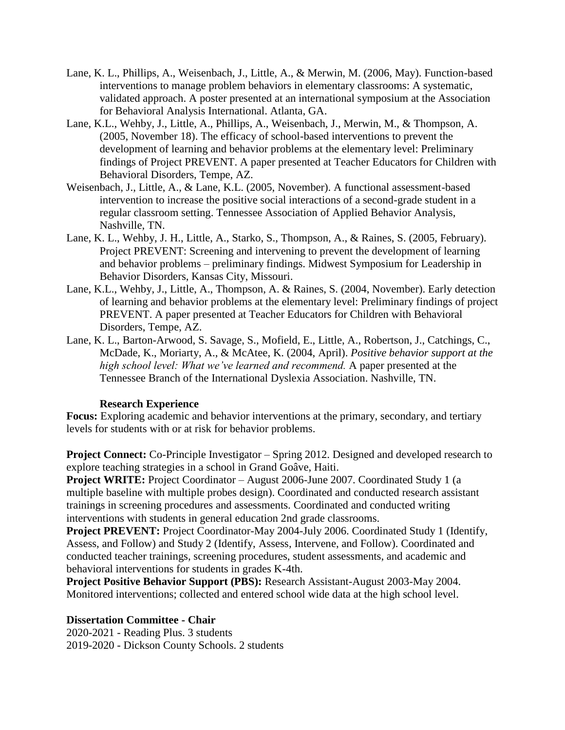Lane, K. L., Phillips, A., Weisenbach, J., Little, A., & Merwin, M. (2006, May). Function-based interventions to manage problem behaviors in elementary classrooms: A systematic, validated approach. A poster presented at an international symposium at the Association for Behavioral Analysis International. Atlanta, GA.

Lane, K.L., Wehby, J., Little, A., Phillips, A., Weisenbach, J., Merwin, M., & Thompson, A. (2005, November 18). The efficacy of school-based interventions to prevent the development of learning and behavior problems at the elementary level: Preliminary findings of Project PREVENT. A paper presented at Teacher Educators for Children with Behavioral Disorders, Tempe, AZ.

Weisenbach, J., Little, A., & Lane, K.L. (2005, November). A functional assessment-based intervention to increase the positive social interactions of a second-grade student in a regular classroom setting. Tennessee Association of Applied Behavior Analysis, Nashville, TN.

Lane, K. L., Wehby, J. H., Little, A., Starko, S., Thompson, A., & Raines, S. (2005, February). Project PREVENT: Screening and intervening to prevent the development of learning and behavior problems – preliminary findings. Midwest Symposium for Leadership in Behavior Disorders, Kansas City, Missouri.

Lane, K.L., Wehby, J., Little, A., Thompson, A. & Raines, S. (2004, November). Early detection of learning and behavior problems at the elementary level: Preliminary findings of project PREVENT. A paper presented at Teacher Educators for Children with Behavioral Disorders, Tempe, AZ.

Lane, K. L., Barton-Arwood, S. Savage, S., Mofield, E., Little, A., Robertson, J., Catchings, C., McDade, K., Moriarty, A., & McAtee, K. (2004, April). *Positive behavior support at the high school level: What we've learned and recommend.* A paper presented at the Tennessee Branch of the International Dyslexia Association. Nashville, TN.

## Research Experience

**Focus:** Exploring academic and behavior interventions at the primary, secondary, and tertiary levels for students with or at risk for behavior problems.

**Project Connect:** Co-Principle Investigator – Spring 2012. Designed and developed research to explore teaching strategies in a school in Grand Goâve, Haiti.

**Project WRITE:** Project Coordinator – August 2006-June 2007. Coordinated Study 1 (a multiple baseline with multiple probes design). Coordinated and conducted research assistant trainings in screening procedures and assessments. Coordinated and conducted writing interventions with students in general education 2nd grade classrooms.

**Project PREVENT:** Project Coordinator-May 2004-July 2006. Coordinated Study 1 (Identify, Assess, and Follow) and Study 2 (Identify, Assess, Intervene, and Follow). Coordinated and conducted teacher trainings, screening procedures, student assessments, and academic and behavioral interventions for students in grades K-4th.

**Project Positive Behavior Support (PBS):** Research Assistant-August 2003-May 2004. Monitored interventions; collected and entered school wide data at the high school level.

## Dissertation Committee - Chair

2020-2021 - Reading Plus. 3 students

2019-2020 - Dickson County Schools. 2 students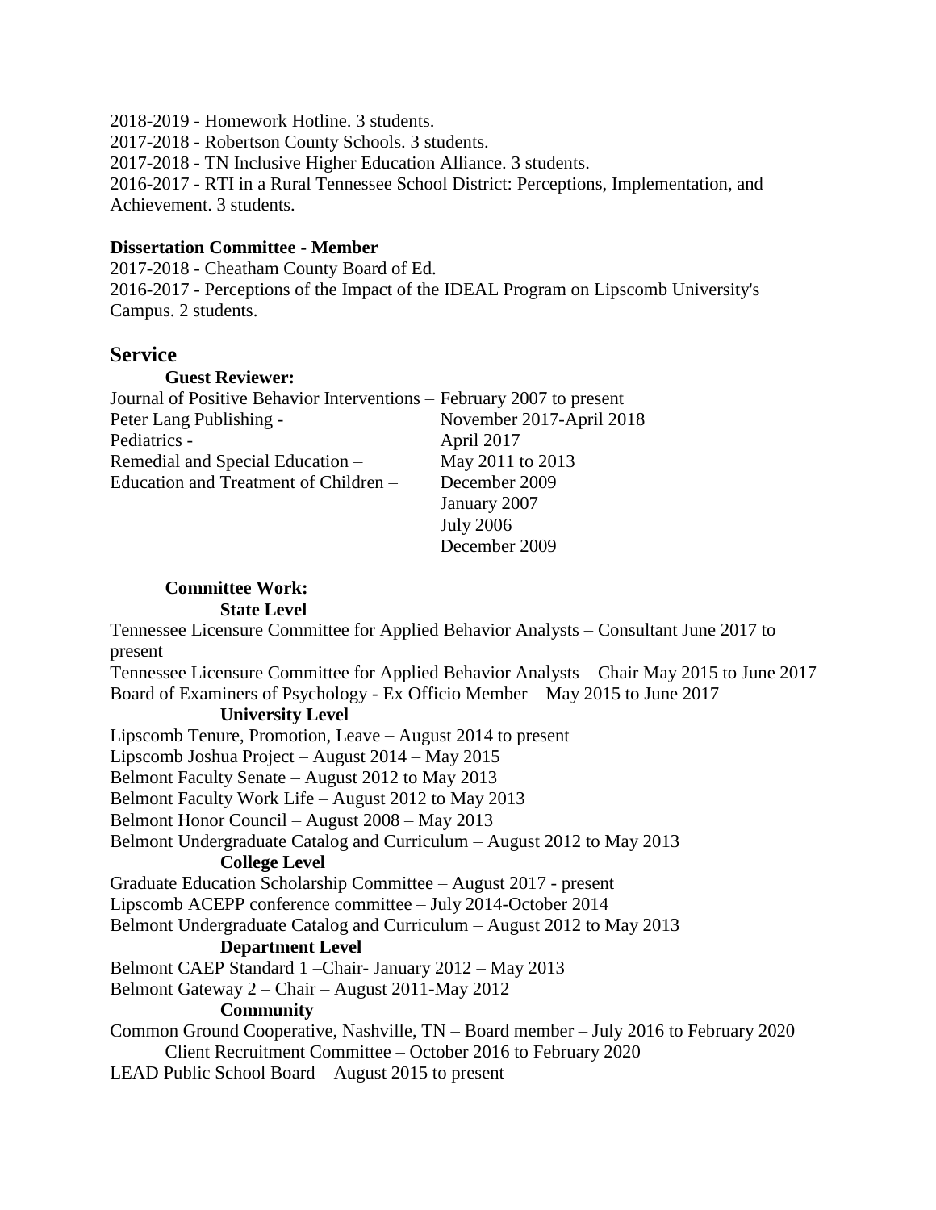2018-2019 - Homework Hotline. 3 students.
2017-2018 - Robertson County Schools. 3 students.
2017-2018 - TN Inclusive Higher Education Alliance. 3 students.
2016-2017 - RTI in a Rural Tennessee School District: Perceptions, Implementation, and Achievement. 3 students.

**Dissertation Committee - Member**
2017-2018 - Cheatham County Board of Ed.
2016-2017 - Perceptions of the Impact of the IDEAL Program on Lipscomb University's Campus. 2 students.

## Service

**Guest Reviewer:**

| | |
|---|---|
| Journal of Positive Behavior Interventions – | February 2007 to present |
| Peter Lang Publishing - | November 2017-April 2018 |
| Pediatrics - | April 2017 |
| Remedial and Special Education – | May 2011 to 2013 |
| Education and Treatment of Children – | December 2009 |
| | January 2007 |
| | July 2006 |
| | December 2009 |

**Committee Work:**

**State Level**

Tennessee Licensure Committee for Applied Behavior Analysts – Consultant June 2017 to present
Tennessee Licensure Committee for Applied Behavior Analysts – Chair May 2015 to June 2017
Board of Examiners of Psychology - Ex Officio Member – May 2015 to June 2017

**University Level**

Lipscomb Tenure, Promotion, Leave – August 2014 to present
Lipscomb Joshua Project – August 2014 – May 2015
Belmont Faculty Senate – August 2012 to May 2013
Belmont Faculty Work Life – August 2012 to May 2013
Belmont Honor Council – August 2008 – May 2013
Belmont Undergraduate Catalog and Curriculum – August 2012 to May 2013

**College Level**

Graduate Education Scholarship Committee – August 2017 - present
Lipscomb ACEPP conference committee – July 2014-October 2014
Belmont Undergraduate Catalog and Curriculum – August 2012 to May 2013

**Department Level**

Belmont CAEP Standard 1 –Chair- January 2012 – May 2013
Belmont Gateway 2 – Chair – August 2011-May 2012

**Community**

Common Ground Cooperative, Nashville, TN – Board member – July 2016 to February 2020
Client Recruitment Committee – October 2016 to February 2020
LEAD Public School Board – August 2015 to present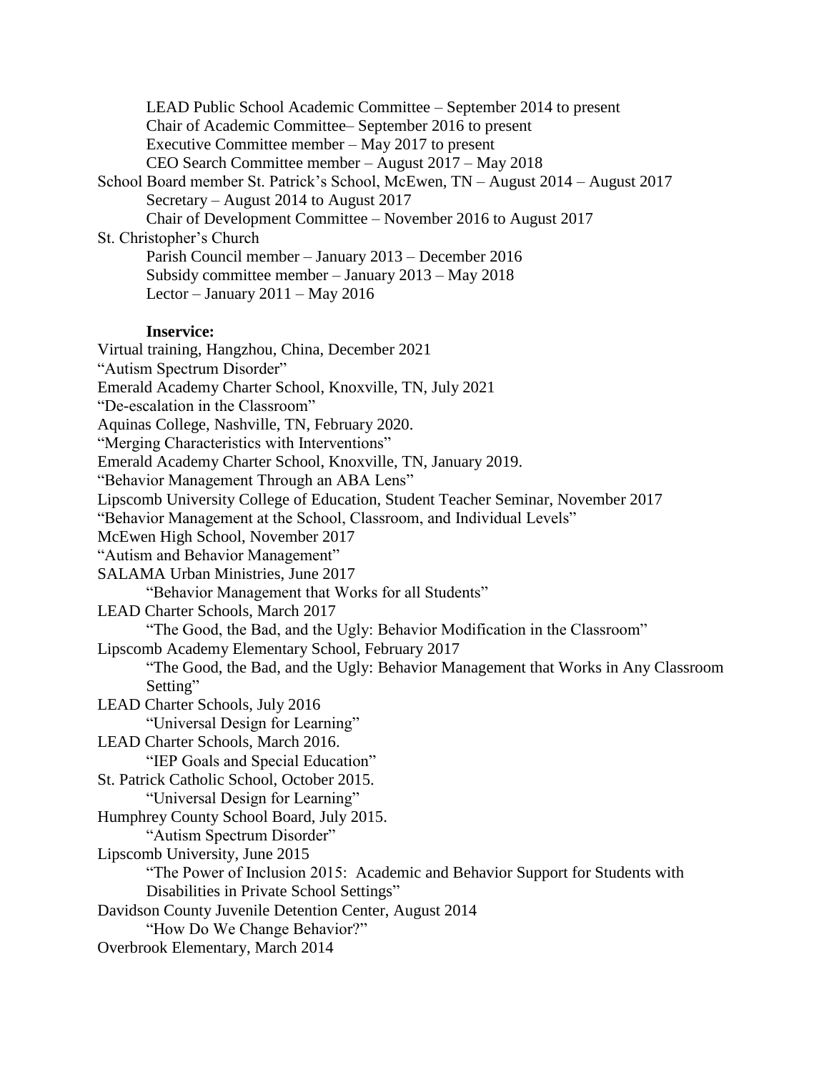LEAD Public School Academic Committee – September 2014 to present
  Chair of Academic Committee– September 2016 to present
  Executive Committee member – May 2017 to present
  CEO Search Committee member – August 2017 – May 2018

School Board member St. Patrick's School, McEwen, TN – August 2014 – August 2017
  Secretary – August 2014 to August 2017
  Chair of Development Committee – November 2016 to August 2017

St. Christopher's Church
  Parish Council member – January 2013 – December 2016
  Subsidy committee member – January 2013 – May 2018
  Lector – January 2011 – May 2016

**Inservice:**

Virtual training, Hangzhou, China, December 2021
"Autism Spectrum Disorder"

Emerald Academy Charter School, Knoxville, TN, July 2021
"De-escalation in the Classroom"

Aquinas College, Nashville, TN, February 2020.
"Merging Characteristics with Interventions"

Emerald Academy Charter School, Knoxville, TN, January 2019.
"Behavior Management Through an ABA Lens"

Lipscomb University College of Education, Student Teacher Seminar, November 2017
"Behavior Management at the School, Classroom, and Individual Levels"

McEwen High School, November 2017
"Autism and Behavior Management"

SALAMA Urban Ministries, June 2017
  "Behavior Management that Works for all Students"

LEAD Charter Schools, March 2017
  "The Good, the Bad, and the Ugly: Behavior Modification in the Classroom"

Lipscomb Academy Elementary School, February 2017
  "The Good, the Bad, and the Ugly: Behavior Management that Works in Any Classroom Setting"

LEAD Charter Schools, July 2016
  "Universal Design for Learning"

LEAD Charter Schools, March 2016.
  "IEP Goals and Special Education"

St. Patrick Catholic School, October 2015.
  "Universal Design for Learning"

Humphrey County School Board, July 2015.
  "Autism Spectrum Disorder"

Lipscomb University, June 2015
  "The Power of Inclusion 2015: Academic and Behavior Support for Students with Disabilities in Private School Settings"

Davidson County Juvenile Detention Center, August 2014
  "How Do We Change Behavior?"

Overbrook Elementary, March 2014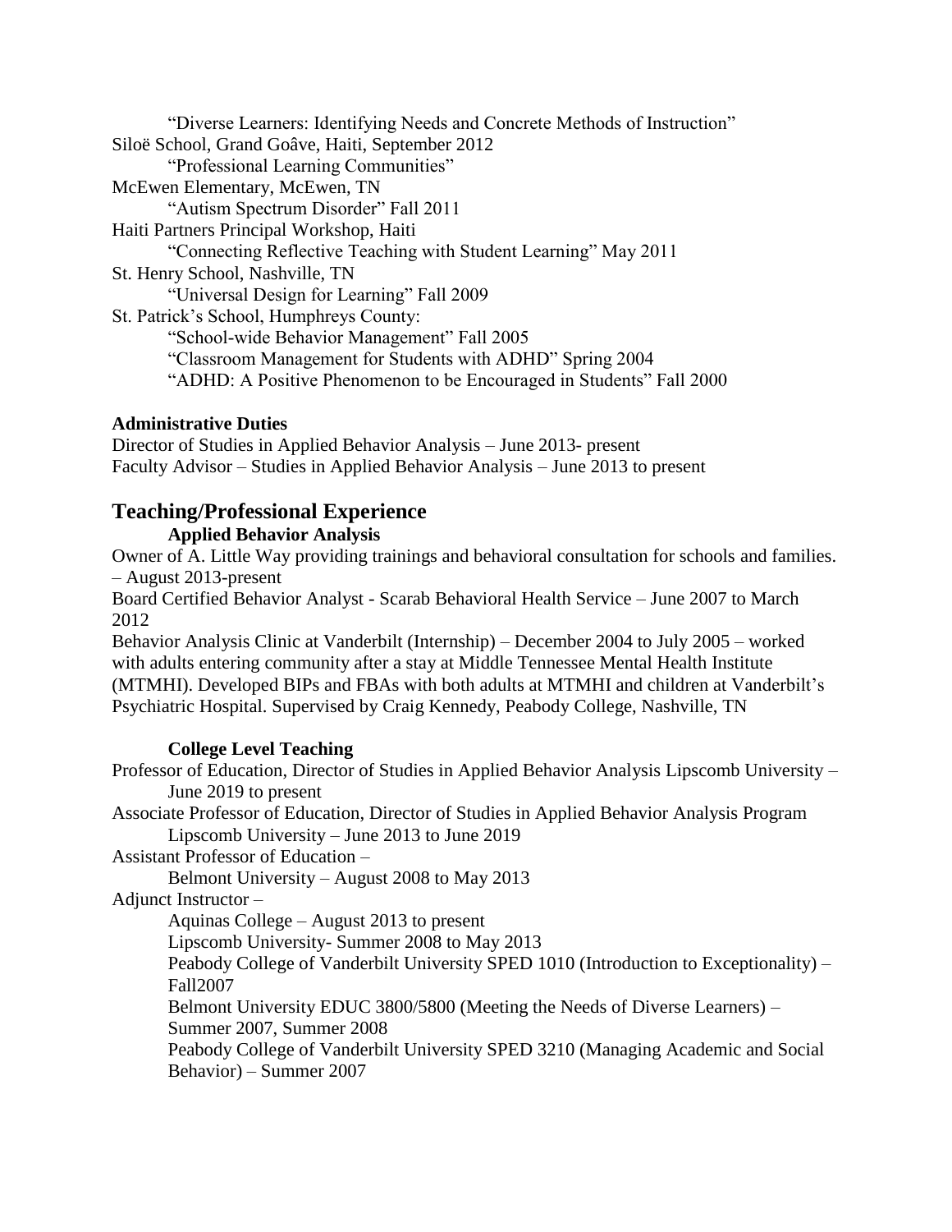"Diverse Learners: Identifying Needs and Concrete Methods of Instruction"

Siloë School, Grand Goâve, Haiti, September 2012

"Professional Learning Communities"

McEwen Elementary, McEwen, TN

"Autism Spectrum Disorder" Fall 2011

Haiti Partners Principal Workshop, Haiti

"Connecting Reflective Teaching with Student Learning" May 2011

St. Henry School, Nashville, TN

"Universal Design for Learning" Fall 2009

St. Patrick's School, Humphreys County:

"School-wide Behavior Management" Fall 2005

"Classroom Management for Students with ADHD" Spring 2004

"ADHD: A Positive Phenomenon to be Encouraged in Students" Fall 2000

**Administrative Duties**

Director of Studies in Applied Behavior Analysis – June 2013- present

Faculty Advisor – Studies in Applied Behavior Analysis – June 2013 to present

## Teaching/Professional Experience

### Applied Behavior Analysis

Owner of A. Little Way providing trainings and behavioral consultation for schools and families. – August 2013-present

Board Certified Behavior Analyst - Scarab Behavioral Health Service – June 2007 to March 2012

Behavior Analysis Clinic at Vanderbilt (Internship) – December 2004 to July 2005 – worked with adults entering community after a stay at Middle Tennessee Mental Health Institute (MTMHI). Developed BIPs and FBAs with both adults at MTMHI and children at Vanderbilt's Psychiatric Hospital. Supervised by Craig Kennedy, Peabody College, Nashville, TN

### College Level Teaching

Professor of Education, Director of Studies in Applied Behavior Analysis Lipscomb University – June 2019 to present

Associate Professor of Education, Director of Studies in Applied Behavior Analysis Program Lipscomb University – June 2013 to June 2019

Assistant Professor of Education – Belmont University – August 2008 to May 2013

Adjunct Instructor –

Aquinas College – August 2013 to present

Lipscomb University- Summer 2008 to May 2013

Peabody College of Vanderbilt University SPED 1010 (Introduction to Exceptionality) – Fall2007

Belmont University EDUC 3800/5800 (Meeting the Needs of Diverse Learners) – Summer 2007, Summer 2008

Peabody College of Vanderbilt University SPED 3210 (Managing Academic and Social Behavior) – Summer 2007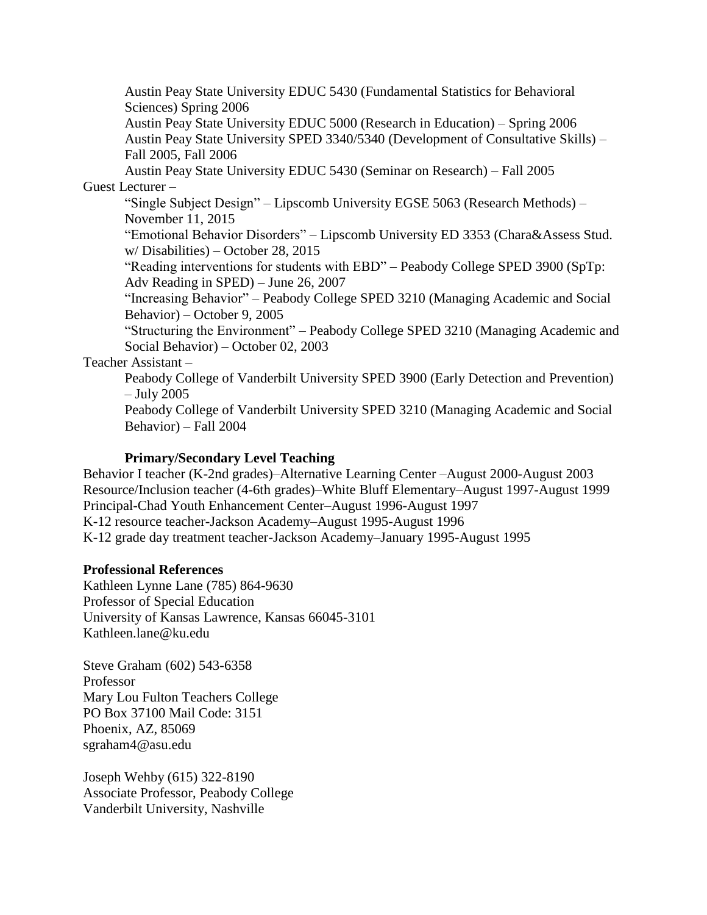Austin Peay State University EDUC 5430 (Fundamental Statistics for Behavioral Sciences) Spring 2006

Austin Peay State University EDUC 5000 (Research in Education) – Spring 2006

Austin Peay State University SPED 3340/5340 (Development of Consultative Skills) – Fall 2005, Fall 2006

Austin Peay State University EDUC 5430 (Seminar on Research) – Fall 2005

Guest Lecturer –

"Single Subject Design" – Lipscomb University EGSE 5063 (Research Methods) – November 11, 2015

"Emotional Behavior Disorders" – Lipscomb University ED 3353 (Chara&Assess Stud. w/ Disabilities) – October 28, 2015

"Reading interventions for students with EBD" – Peabody College SPED 3900 (SpTp: Adv Reading in SPED) – June 26, 2007

"Increasing Behavior" – Peabody College SPED 3210 (Managing Academic and Social Behavior) – October 9, 2005

"Structuring the Environment" – Peabody College SPED 3210 (Managing Academic and Social Behavior) – October 02, 2003

Teacher Assistant –

Peabody College of Vanderbilt University SPED 3900 (Early Detection and Prevention) – July 2005

Peabody College of Vanderbilt University SPED 3210 (Managing Academic and Social Behavior) – Fall 2004

**Primary/Secondary Level Teaching**

Behavior I teacher (K-2nd grades)–Alternative Learning Center –August 2000-August 2003

Resource/Inclusion teacher (4-6th grades)–White Bluff Elementary–August 1997-August 1999

Principal-Chad Youth Enhancement Center–August 1996-August 1997

K-12 resource teacher-Jackson Academy–August 1995-August 1996

K-12 grade day treatment teacher-Jackson Academy–January 1995-August 1995

**Professional References**

Kathleen Lynne Lane (785) 864-9630
Professor of Special Education
University of Kansas Lawrence, Kansas 66045-3101
Kathleen.lane@ku.edu

Steve Graham (602) 543-6358
Professor
Mary Lou Fulton Teachers College
PO Box 37100 Mail Code: 3151
Phoenix, AZ, 85069
sgraham4@asu.edu

Joseph Wehby (615) 322-8190
Associate Professor, Peabody College
Vanderbilt University, Nashville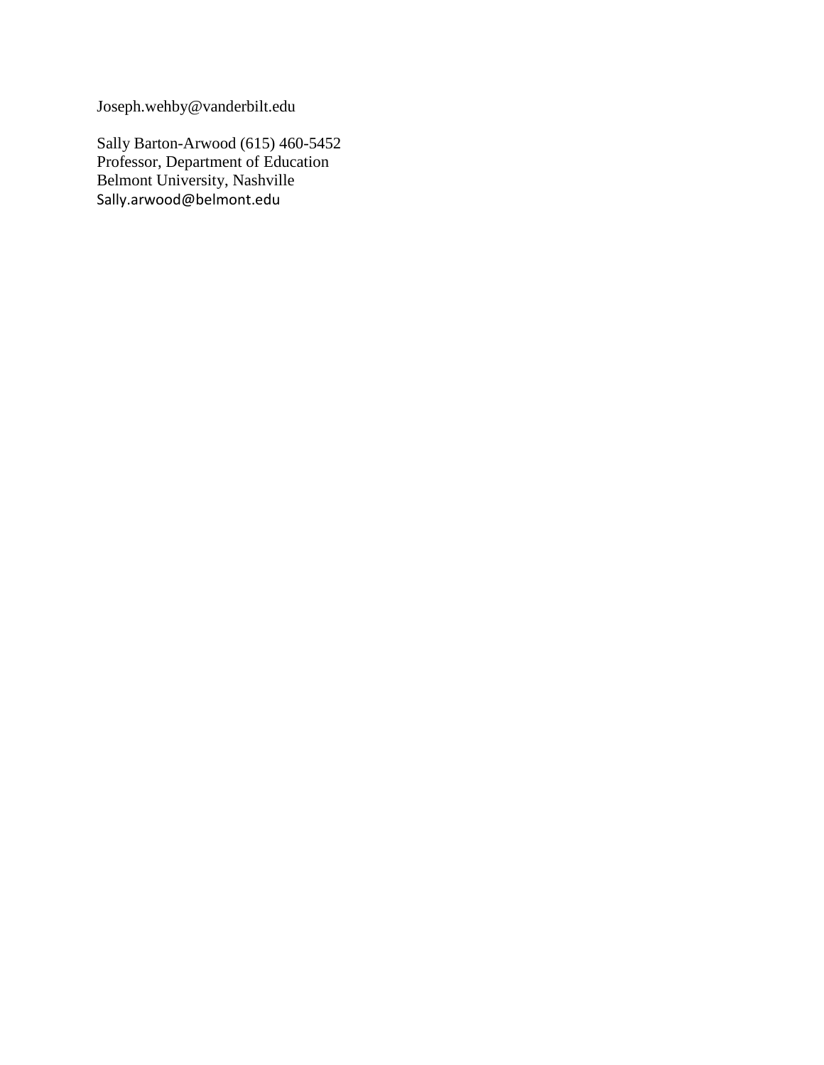Joseph.wehby@vanderbilt.edu

Sally Barton-Arwood (615) 460-5452
Professor, Department of Education
Belmont University, Nashville
Sally.arwood@belmont.edu